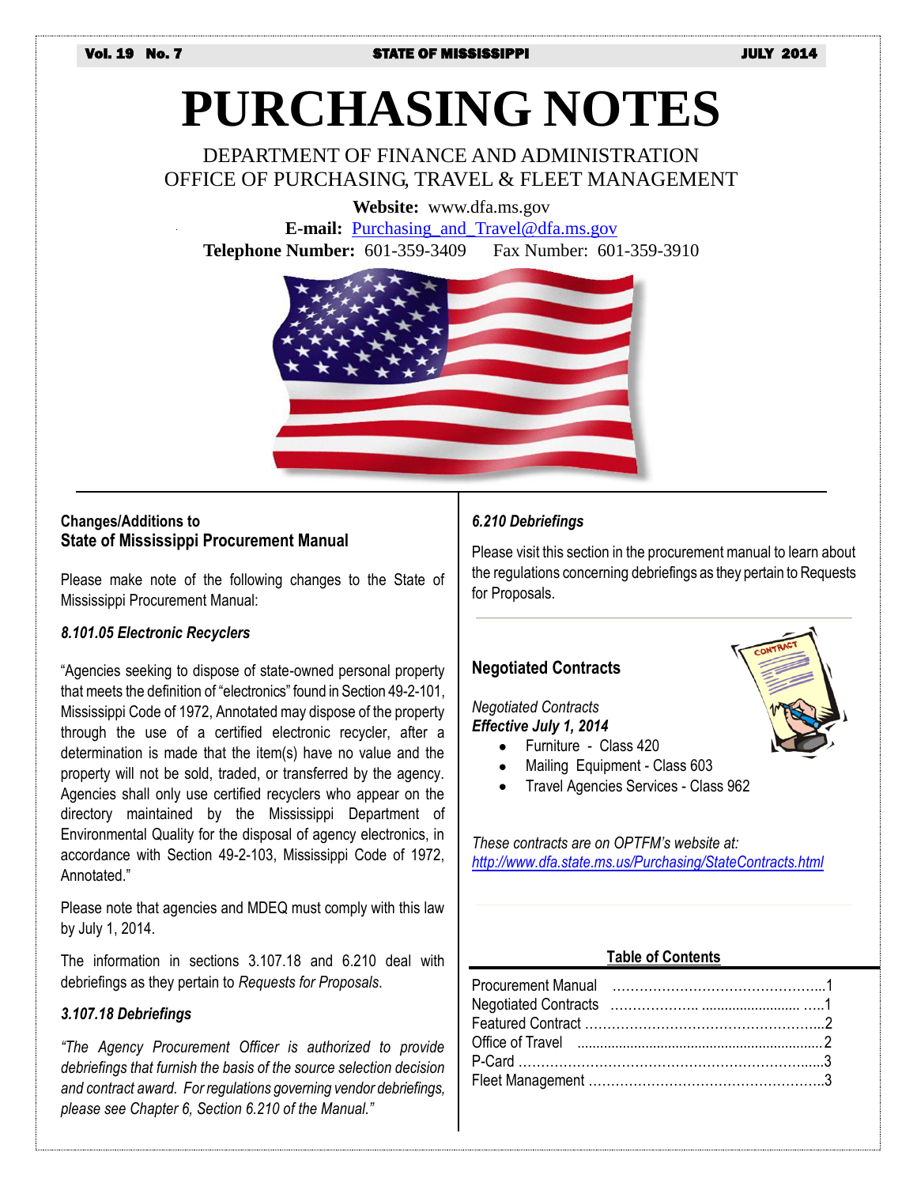# PURCHASING NOTES

DEPARTMENT OF FINANCE AND ADMINISTRATION
OFFICE OF PURCHASING, TRAVEL & FLEET MANAGEMENT

**Website:** www.dfa.ms.gov
**E-mail:** Purchasing_and_Travel@dfa.ms.gov
**Telephone Number:** 601-359-3409 Fax Number: 601-359-3910

## Changes/Additions to State of Mississippi Procurement Manual

Please make note of the following changes to the State of Mississippi Procurement Manual:

### *8.101.05 Electronic Recyclers*

"Agencies seeking to dispose of state-owned personal property that meets the definition of "electronics" found in Section 49-2-101, Mississippi Code of 1972, Annotated may dispose of the property through the use of a certified electronic recycler, after a determination is made that the item(s) have no value and the property will not be sold, traded, or transferred by the agency. Agencies shall only use certified recyclers who appear on the directory maintained by the Mississippi Department of Environmental Quality for the disposal of agency electronics, in accordance with Section 49-2-103, Mississippi Code of 1972, Annotated."

Please note that agencies and MDEQ must comply with this law by July 1, 2014.

The information in sections 3.107.18 and 6.210 deal with debriefings as they pertain to *Requests for Proposals*.

### *3.107.18 Debriefings*

*"The Agency Procurement Officer is authorized to provide debriefings that furnish the basis of the source selection decision and contract award. For regulations governing vendor debriefings, please see Chapter 6, Section 6.210 of the Manual."*

### *6.210 Debriefings*

Please visit this section in the procurement manual to learn about the regulations concerning debriefings as they pertain to Requests for Proposals.

## Negotiated Contracts

*Negotiated Contracts*
***Effective July 1, 2014***

- Furniture - Class 420
- Mailing Equipment - Class 603
- Travel Agencies Services - Class 962

*These contracts are on OPTFM's website at: http://www.dfa.state.ms.us/Purchasing/StateContracts.html*

## Table of Contents

| | |
|---|---|
| Procurement Manual | 1 |
| Negotiated Contracts | 1 |
| Featured Contract | 2 |
| Office of Travel | 2 |
| P-Card | 3 |
| Fleet Management | 3 |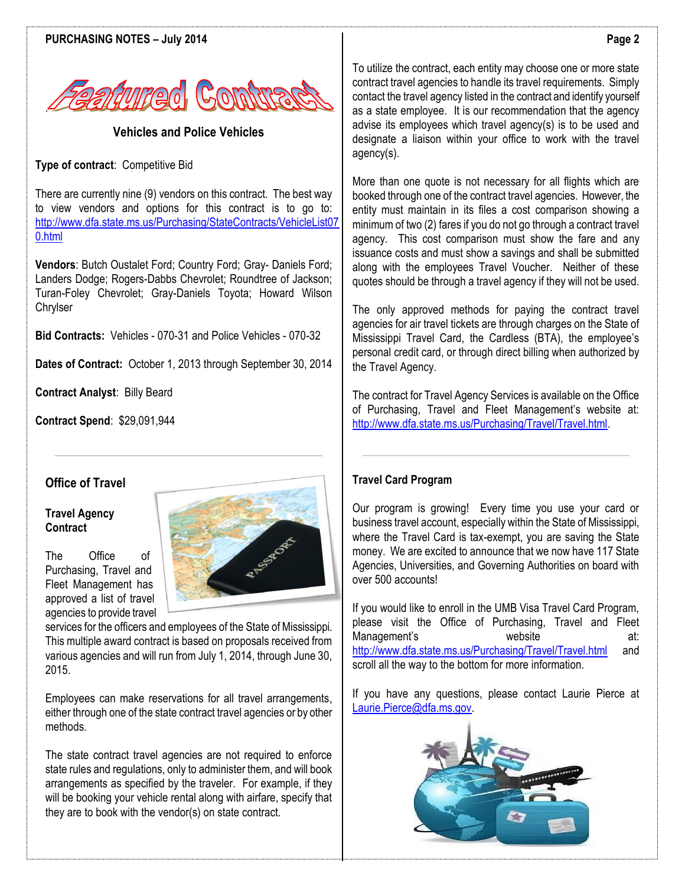# Featured Contract

## Vehicles and Police Vehicles

**Type of contract**: Competitive Bid

There are currently nine (9) vendors on this contract. The best way to view vendors and options for this contract is to go to: http://www.dfa.state.ms.us/Purchasing/StateContracts/VehicleList070.html

**Vendors**: Butch Oustalet Ford; Country Ford; Gray- Daniels Ford; Landers Dodge; Rogers-Dabbs Chevrolet; Roundtree of Jackson; Turan-Foley Chevrolet; Gray-Daniels Toyota; Howard Wilson Chrylser

**Bid Contracts:** Vehicles - 070-31 and Police Vehicles - 070-32

**Dates of Contract:** October 1, 2013 through September 30, 2014

**Contract Analyst**: Billy Beard

**Contract Spend**: $29,091,944

---

## Office of Travel

### Travel Agency Contract

The Office of Purchasing, Travel and Fleet Management has approved a list of travel agencies to provide travel services for the officers and employees of the State of Mississippi. This multiple award contract is based on proposals received from various agencies and will run from July 1, 2014, through June 30, 2015.

Employees can make reservations for all travel arrangements, either through one of the state contract travel agencies or by other methods.

The state contract travel agencies are not required to enforce state rules and regulations, only to administer them, and will book arrangements as specified by the traveler. For example, if they will be booking your vehicle rental along with airfare, specify that they are to book with the vendor(s) on state contract.

To utilize the contract, each entity may choose one or more state contract travel agencies to handle its travel requirements. Simply contact the travel agency listed in the contract and identify yourself as a state employee. It is our recommendation that the agency advise its employees which travel agency(s) is to be used and designate a liaison within your office to work with the travel agency(s).

More than one quote is not necessary for all flights which are booked through one of the contract travel agencies. However, the entity must maintain in its files a cost comparison showing a minimum of two (2) fares if you do not go through a contract travel agency. This cost comparison must show the fare and any issuance costs and must show a savings and shall be submitted along with the employees Travel Voucher. Neither of these quotes should be through a travel agency if they will not be used.

The only approved methods for paying the contract travel agencies for air travel tickets are through charges on the State of Mississippi Travel Card, the Cardless (BTA), the employee's personal credit card, or through direct billing when authorized by the Travel Agency.

The contract for Travel Agency Services is available on the Office of Purchasing, Travel and Fleet Management's website at: http://www.dfa.state.ms.us/Purchasing/Travel/Travel.html.

---

### Travel Card Program

Our program is growing! Every time you use your card or business travel account, especially within the State of Mississippi, where the Travel Card is tax-exempt, you are saving the State money. We are excited to announce that we now have 117 State Agencies, Universities, and Governing Authorities on board with over 500 accounts!

If you would like to enroll in the UMB Visa Travel Card Program, please visit the Office of Purchasing, Travel and Fleet Management's website at: http://www.dfa.state.ms.us/Purchasing/Travel/Travel.html and scroll all the way to the bottom for more information.

If you have any questions, please contact Laurie Pierce at Laurie.Pierce@dfa.ms.gov.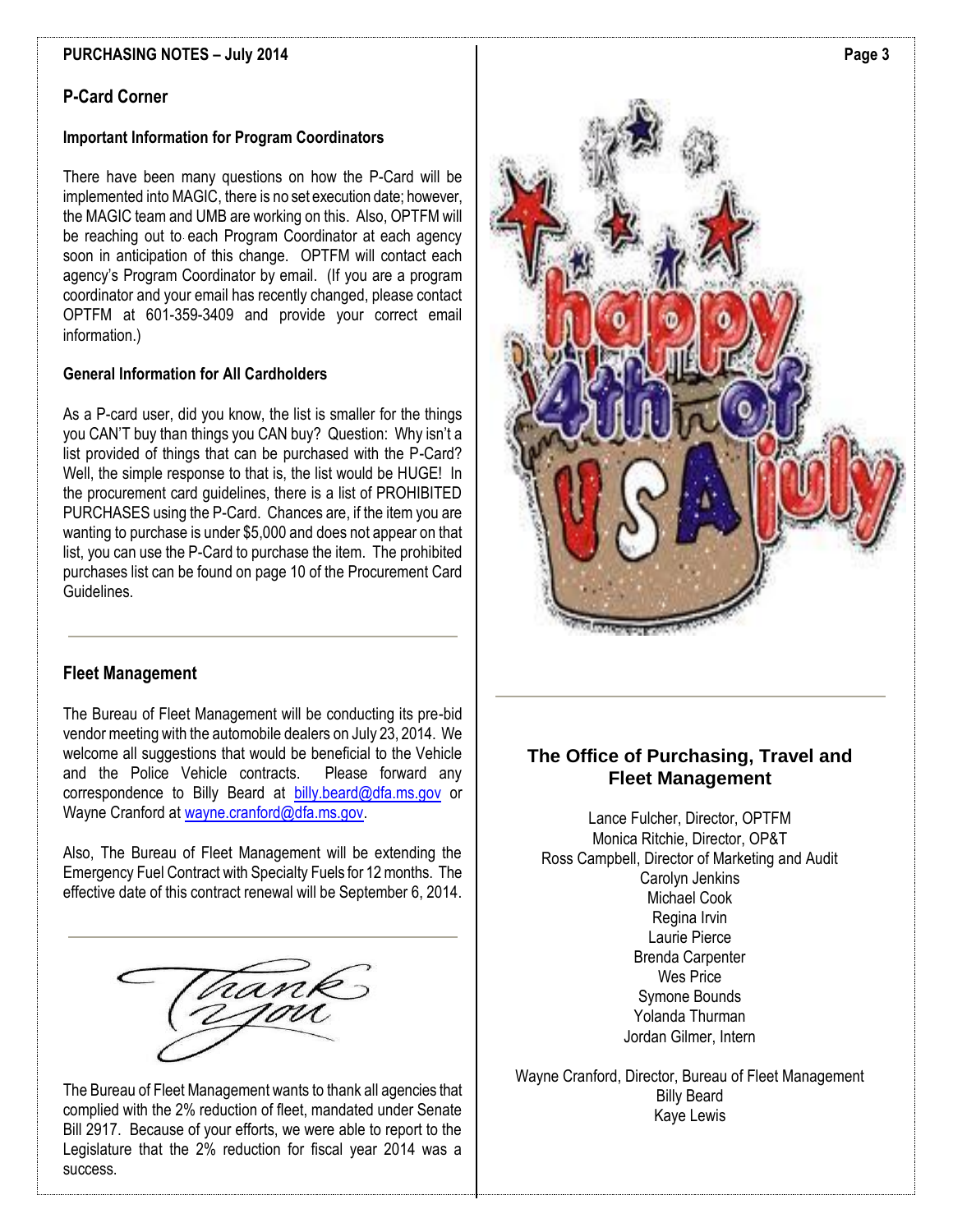## P-Card Corner

### Important Information for Program Coordinators

There have been many questions on how the P-Card will be implemented into MAGIC, there is no set execution date; however, the MAGIC team and UMB are working on this. Also, OPTFM will be reaching out to each Program Coordinator at each agency soon in anticipation of this change. OPTFM will contact each agency's Program Coordinator by email. (If you are a program coordinator and your email has recently changed, please contact OPTFM at 601-359-3409 and provide your correct email information.)

### General Information for All Cardholders

As a P-card user, did you know, the list is smaller for the things you CAN'T buy than things you CAN buy? Question: Why isn't a list provided of things that can be purchased with the P-Card? Well, the simple response to that is, the list would be HUGE! In the procurement card guidelines, there is a list of PROHIBITED PURCHASES using the P-Card. Chances are, if the item you are wanting to purchase is under $5,000 and does not appear on that list, you can use the P-Card to purchase the item. The prohibited purchases list can be found on page 10 of the Procurement Card Guidelines.

---

## Fleet Management

The Bureau of Fleet Management will be conducting its pre-bid vendor meeting with the automobile dealers on July 23, 2014. We welcome all suggestions that would be beneficial to the Vehicle and the Police Vehicle contracts. Please forward any correspondence to Billy Beard at billy.beard@dfa.ms.gov or Wayne Cranford at wayne.cranford@dfa.ms.gov.

Also, The Bureau of Fleet Management will be extending the Emergency Fuel Contract with Specialty Fuels for 12 months. The effective date of this contract renewal will be September 6, 2014.

---

The Bureau of Fleet Management wants to thank all agencies that complied with the 2% reduction of fleet, mandated under Senate Bill 2917. Because of your efforts, we were able to report to the Legislature that the 2% reduction for fiscal year 2014 was a success.

---

## The Office of Purchasing, Travel and Fleet Management

Lance Fulcher, Director, OPTFM
Monica Ritchie, Director, OP&T
Ross Campbell, Director of Marketing and Audit
Carolyn Jenkins
Michael Cook
Regina Irvin
Laurie Pierce
Brenda Carpenter
Wes Price
Symone Bounds
Yolanda Thurman
Jordan Gilmer, Intern

Wayne Cranford, Director, Bureau of Fleet Management
Billy Beard
Kaye Lewis